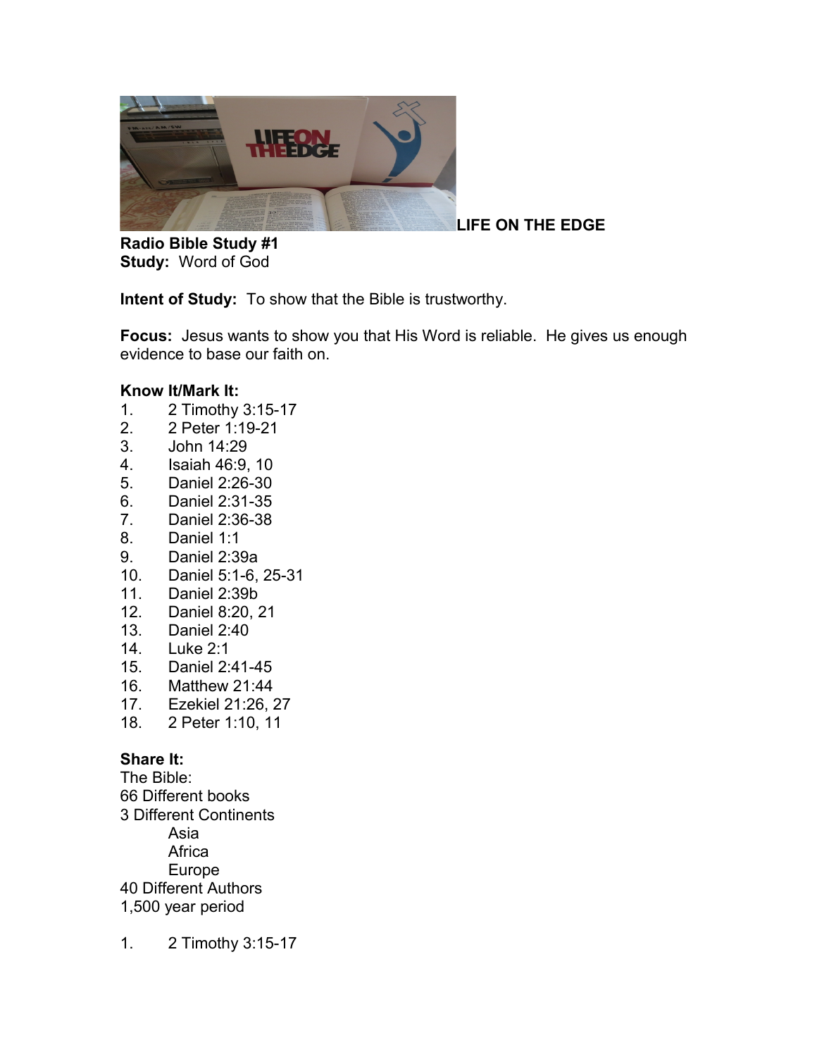**LIFE ON THE EDGE**

**Radio Bible Study #1**
**Study:** Word of God

**Intent of Study:** To show that the Bible is trustworthy.

**Focus:** Jesus wants to show you that His Word is reliable. He gives us enough evidence to base our faith on.

**Know It/Mark It:**

1. 2 Timothy 3:15-17
2. 2 Peter 1:19-21
3. John 14:29
4. Isaiah 46:9, 10
5. Daniel 2:26-30
6. Daniel 2:31-35
7. Daniel 2:36-38
8. Daniel 1:1
9. Daniel 2:39a
10. Daniel 5:1-6, 25-31
11. Daniel 2:39b
12. Daniel 8:20, 21
13. Daniel 2:40
14. Luke 2:1
15. Daniel 2:41-45
16. Matthew 21:44
17. Ezekiel 21:26, 27
18. 2 Peter 1:10, 11

**Share It:**

The Bible:
66 Different books
3 Different Continents
- Asia
- Africa
- Europe

40 Different Authors
1,500 year period

1. 2 Timothy 3:15-17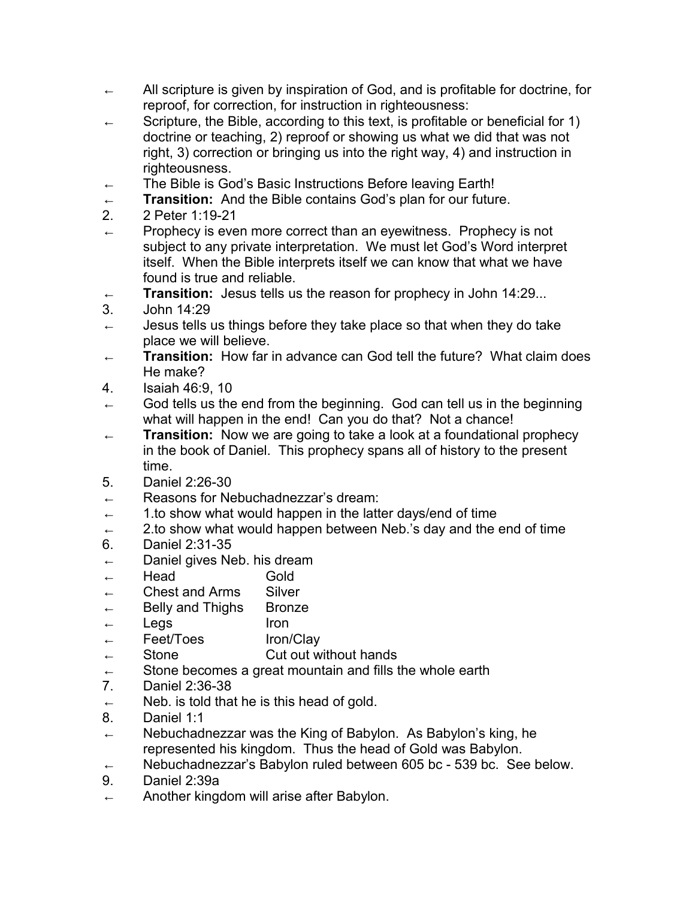- All scripture is given by inspiration of God, and is profitable for doctrine, for reproof, for correction, for instruction in righteousness:
- Scripture, the Bible, according to this text, is profitable or beneficial for 1) doctrine or teaching, 2) reproof or showing us what we did that was not right, 3) correction or bringing us into the right way, 4) and instruction in righteousness.
- The Bible is God's Basic Instructions Before leaving Earth!
- **Transition:** And the Bible contains God's plan for our future.

2. 2 Peter 1:19-21

- Prophecy is even more correct than an eyewitness. Prophecy is not subject to any private interpretation. We must let God's Word interpret itself. When the Bible interprets itself we can know that what we have found is true and reliable.
- **Transition:** Jesus tells us the reason for prophecy in John 14:29...

3. John 14:29

- Jesus tells us things before they take place so that when they do take place we will believe.
- **Transition:** How far in advance can God tell the future? What claim does He make?

4. Isaiah 46:9, 10

- God tells us the end from the beginning. God can tell us in the beginning what will happen in the end! Can you do that? Not a chance!
- **Transition:** Now we are going to take a look at a foundational prophecy in the book of Daniel. This prophecy spans all of history to the present time.

5. Daniel 2:26-30

- Reasons for Nebuchadnezzar's dream:
- 1.to show what would happen in the latter days/end of time
- 2.to show what would happen between Neb.'s day and the end of time

6. Daniel 2:31-35

- Daniel gives Neb. his dream

| | |
|---|---|
| Head | Gold |
| Chest and Arms | Silver |
| Belly and Thighs | Bronze |
| Legs | Iron |
| Feet/Toes | Iron/Clay |
| Stone | Cut out without hands |

- Stone becomes a great mountain and fills the whole earth

7. Daniel 2:36-38

- Neb. is told that he is this head of gold.

8. Daniel 1:1

- Nebuchadnezzar was the King of Babylon. As Babylon's king, he represented his kingdom. Thus the head of Gold was Babylon.
- Nebuchadnezzar's Babylon ruled between 605 bc - 539 bc. See below.

9. Daniel 2:39a

- Another kingdom will arise after Babylon.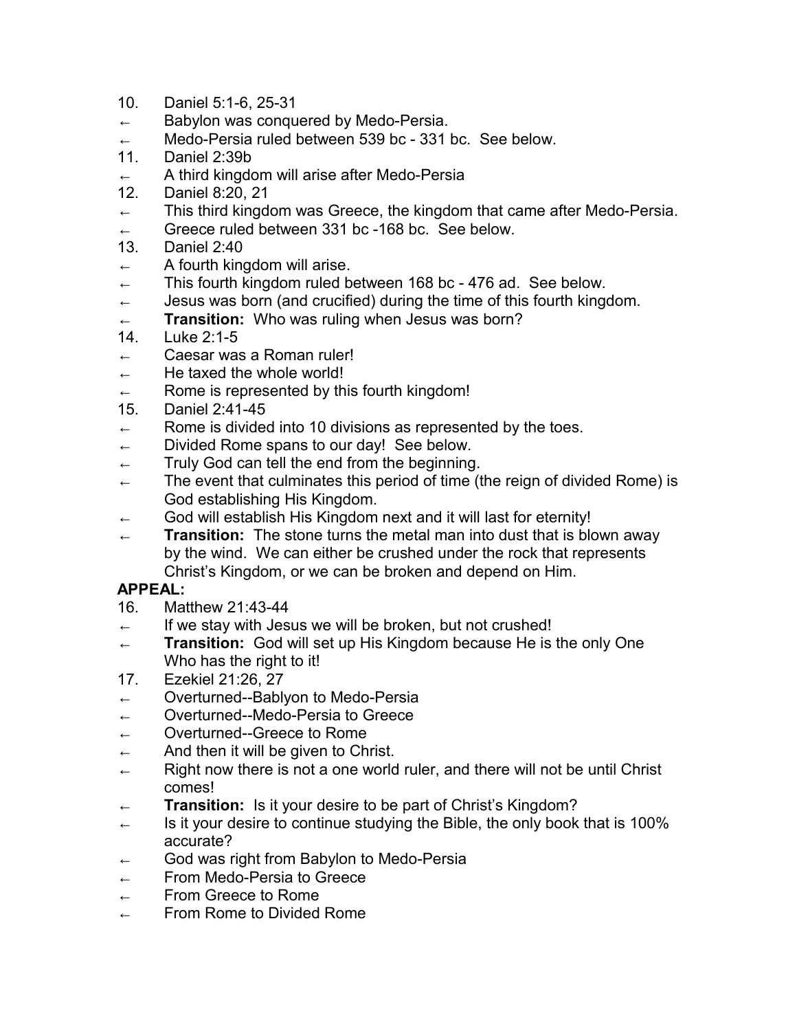10. Daniel 5:1-6, 25-31
    - ← Babylon was conquered by Medo-Persia.
    - ← Medo-Persia ruled between 539 bc - 331 bc. See below.
11. Daniel 2:39b
    - ← A third kingdom will arise after Medo-Persia
12. Daniel 8:20, 21
    - ← This third kingdom was Greece, the kingdom that came after Medo-Persia.
    - ← Greece ruled between 331 bc -168 bc. See below.
13. Daniel 2:40
    - ← A fourth kingdom will arise.
    - ← This fourth kingdom ruled between 168 bc - 476 ad. See below.
    - ← Jesus was born (and crucified) during the time of this fourth kingdom.
    - ← **Transition:** Who was ruling when Jesus was born?
14. Luke 2:1-5
    - ← Caesar was a Roman ruler!
    - ← He taxed the whole world!
    - ← Rome is represented by this fourth kingdom!
15. Daniel 2:41-45
    - ← Rome is divided into 10 divisions as represented by the toes.
    - ← Divided Rome spans to our day! See below.
    - ← Truly God can tell the end from the beginning.
    - ← The event that culminates this period of time (the reign of divided Rome) is God establishing His Kingdom.
    - ← God will establish His Kingdom next and it will last for eternity!
    - ← **Transition:** The stone turns the metal man into dust that is blown away by the wind. We can either be crushed under the rock that represents Christ's Kingdom, or we can be broken and depend on Him.

**APPEAL:**

16. Matthew 21:43-44
    - ← If we stay with Jesus we will be broken, but not crushed!
    - ← **Transition:** God will set up His Kingdom because He is the only One Who has the right to it!
17. Ezekiel 21:26, 27
    - ← Overturned--Bablyon to Medo-Persia
    - ← Overturned--Medo-Persia to Greece
    - ← Overturned--Greece to Rome
    - ← And then it will be given to Christ.
    - ← Right now there is not a one world ruler, and there will not be until Christ comes!
    - ← **Transition:** Is it your desire to be part of Christ's Kingdom?
    - ← Is it your desire to continue studying the Bible, the only book that is 100% accurate?
    - ← God was right from Babylon to Medo-Persia
    - ← From Medo-Persia to Greece
    - ← From Greece to Rome
    - ← From Rome to Divided Rome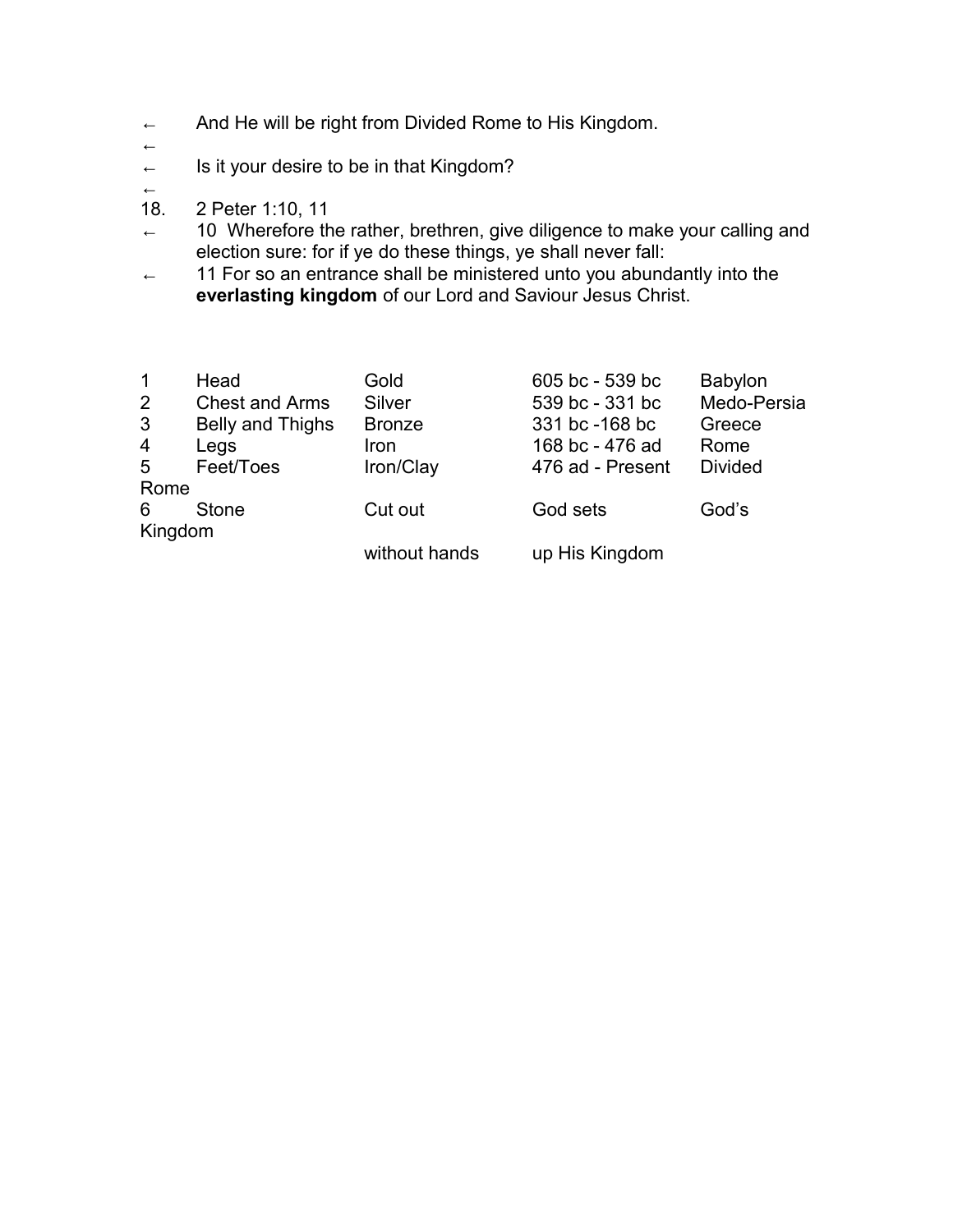← And He will be right from Divided Rome to His Kingdom.

←

← Is it your desire to be in that Kingdom?

←

18. 2 Peter 1:10, 11

← 10 Wherefore the rather, brethren, give diligence to make your calling and election sure: for if ye do these things, ye shall never fall:

← 11 For so an entrance shall be ministered unto you abundantly into the **everlasting kingdom** of our Lord and Saviour Jesus Christ.

| | | | | |
|---|---|---|---|---|
| 1 | Head | Gold | 605 bc - 539 bc | Babylon |
| 2 | Chest and Arms | Silver | 539 bc - 331 bc | Medo-Persia |
| 3 | Belly and Thighs | Bronze | 331 bc -168 bc | Greece |
| 4 | Legs | Iron | 168 bc - 476 ad | Rome |
| 5 | Feet/Toes | Iron/Clay | 476 ad - Present | Divided Rome |
| 6 | Stone | Cut out without hands | God sets up His Kingdom | God's Kingdom |